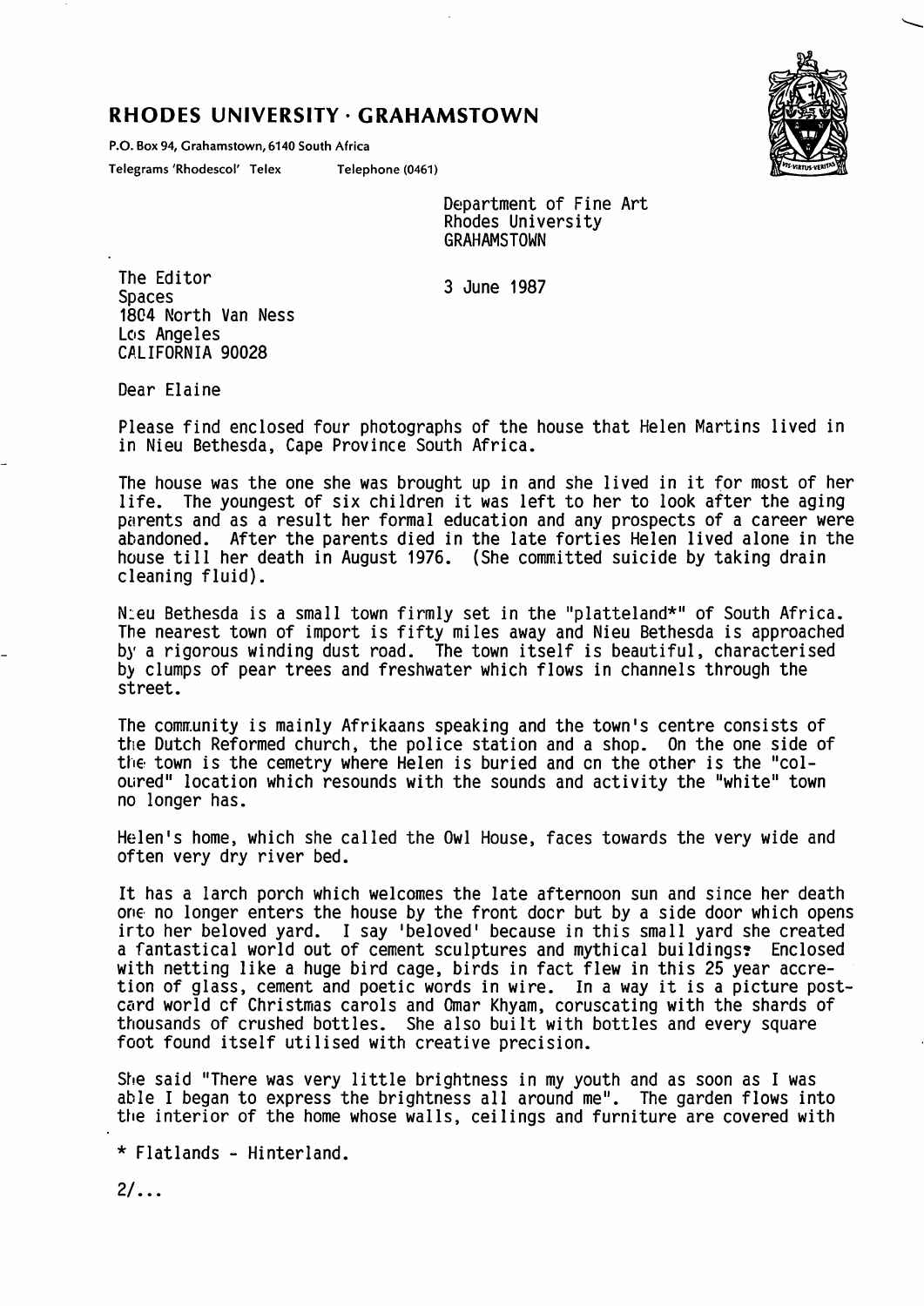**RHODES UNIVERSITY · GRAHAMSTOWN**

P.O. Box 94, Grahamstown, 6140 South Africa

Telegrams 'Rhodescol' Telex Telephone (0461)

Department of Fine Art
Rhodes University
GRAHAMSTOWN

3 June 1987

The Editor
Spaces
1804 North Van Ness
Los Angeles
CALIFORNIA 90028

Dear Elaine

Please find enclosed four photographs of the house that Helen Martins lived in in Nieu Bethesda, Cape Province South Africa.

The house was the one she was brought up in and she lived in it for most of her life. The youngest of six children it was left to her to look after the aging parents and as a result her formal education and any prospects of a career were abandoned. After the parents died in the late forties Helen lived alone in the house till her death in August 1976. (She committed suicide by taking drain cleaning fluid).

Nieu Bethesda is a small town firmly set in the "platteland*" of South Africa. The nearest town of import is fifty miles away and Nieu Bethesda is approached by a rigorous winding dust road. The town itself is beautiful, characterised by clumps of pear trees and freshwater which flows in channels through the street.

The community is mainly Afrikaans speaking and the town's centre consists of the Dutch Reformed church, the police station and a shop. On the one side of the town is the cemetry where Helen is buried and on the other is the "coloured" location which resounds with the sounds and activity the "white" town no longer has.

Helen's home, which she called the Owl House, faces towards the very wide and often very dry river bed.

It has a larch porch which welcomes the late afternoon sun and since her death one no longer enters the house by the front door but by a side door which opens into her beloved yard. I say 'beloved' because in this small yard she created a fantastical world out of cement sculptures and mythical buildings? Enclosed with netting like a huge bird cage, birds in fact flew in this 25 year accretion of glass, cement and poetic words in wire. In a way it is a picture postcard world of Christmas carols and Omar Khyam, coruscating with the shards of thousands of crushed bottles. She also built with bottles and every square foot found itself utilised with creative precision.

She said "There was very little brightness in my youth and as soon as I was able I began to express the brightness all around me". The garden flows into the interior of the home whose walls, ceilings and furniture are covered with

\* Flatlands - Hinterland.

2/...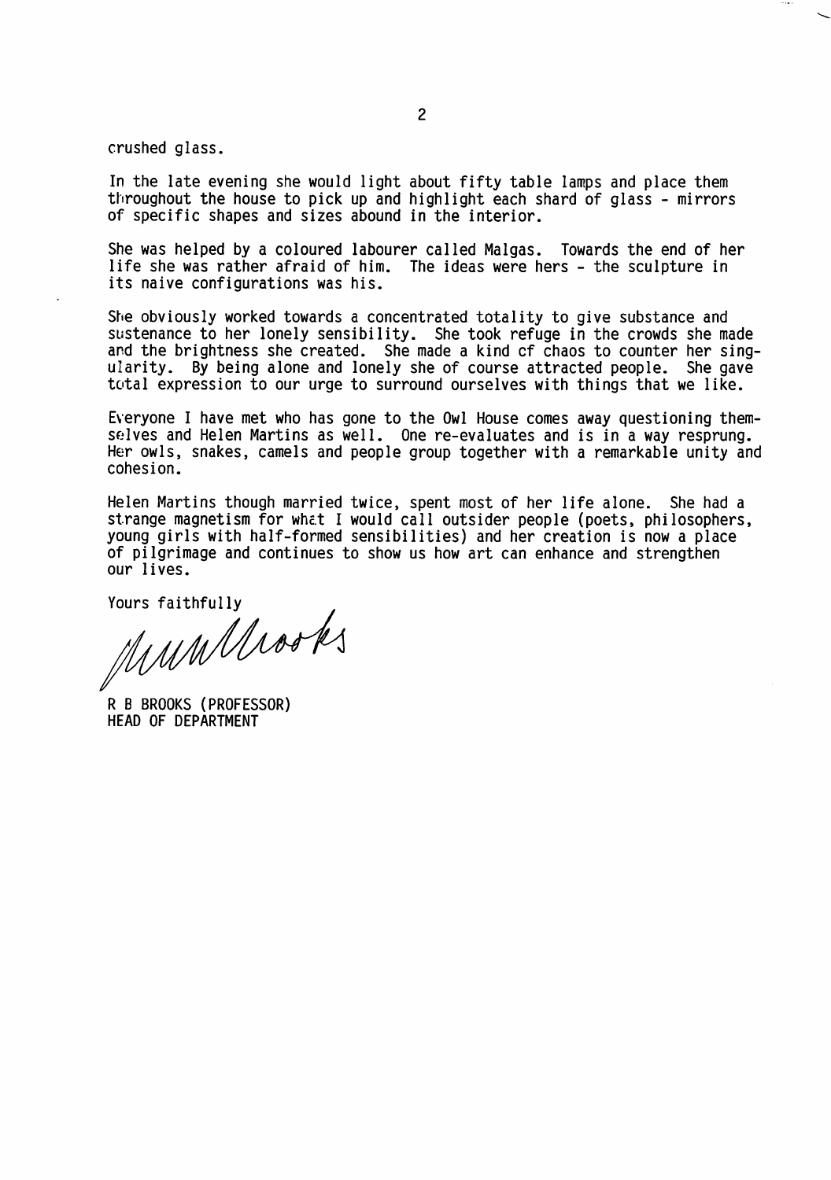crushed glass.

In the late evening she would light about fifty table lamps and place them throughout the house to pick up and highlight each shard of glass - mirrors of specific shapes and sizes abound in the interior.

She was helped by a coloured labourer called Malgas. Towards the end of her life she was rather afraid of him. The ideas were hers - the sculpture in its naive configurations was his.

She obviously worked towards a concentrated totality to give substance and sustenance to her lonely sensibility. She took refuge in the crowds she made and the brightness she created. She made a kind of chaos to counter her singularity. By being alone and lonely she of course attracted people. She gave total expression to our urge to surround ourselves with things that we like.

Everyone I have met who has gone to the Owl House comes away questioning themselves and Helen Martins as well. One re-evaluates and is in a way resprung. Her owls, snakes, camels and people group together with a remarkable unity and cohesion.

Helen Martins though married twice, spent most of her life alone. She had a strange magnetism for what I would call outsider people (poets, philosophers, young girls with half-formed sensibilities) and her creation is now a place of pilgrimage and continues to show us how art can enhance and strengthen our lives.

Yours faithfully

R B BROOKS (PROFESSOR)
HEAD OF DEPARTMENT